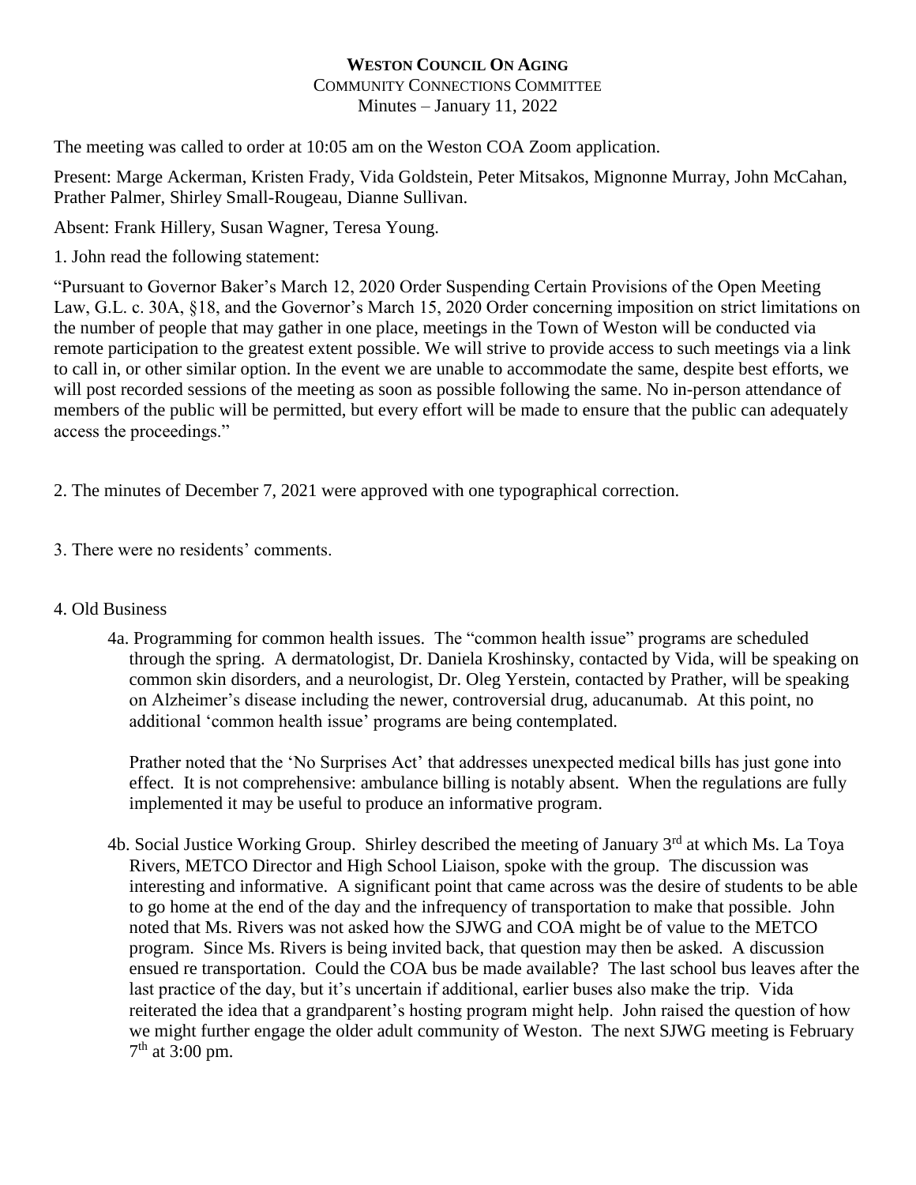**WESTON COUNCIL ON AGING**

COMMUNITY CONNECTIONS COMMITTEE

Minutes – January 11, 2022

The meeting was called to order at 10:05 am on the Weston COA Zoom application.

Present: Marge Ackerman, Kristen Frady, Vida Goldstein, Peter Mitsakos, Mignonne Murray, John McCahan, Prather Palmer, Shirley Small-Rougeau, Dianne Sullivan.

Absent: Frank Hillery, Susan Wagner, Teresa Young.

1. John read the following statement:

"Pursuant to Governor Baker's March 12, 2020 Order Suspending Certain Provisions of the Open Meeting Law, G.L. c. 30A, §18, and the Governor's March 15, 2020 Order concerning imposition on strict limitations on the number of people that may gather in one place, meetings in the Town of Weston will be conducted via remote participation to the greatest extent possible. We will strive to provide access to such meetings via a link to call in, or other similar option. In the event we are unable to accommodate the same, despite best efforts, we will post recorded sessions of the meeting as soon as possible following the same. No in-person attendance of members of the public will be permitted, but every effort will be made to ensure that the public can adequately access the proceedings."

2. The minutes of December 7, 2021 were approved with one typographical correction.

3. There were no residents' comments.

4. Old Business

4a. Programming for common health issues. The "common health issue" programs are scheduled through the spring. A dermatologist, Dr. Daniela Kroshinsky, contacted by Vida, will be speaking on common skin disorders, and a neurologist, Dr. Oleg Yerstein, contacted by Prather, will be speaking on Alzheimer's disease including the newer, controversial drug, aducanumab. At this point, no additional 'common health issue' programs are being contemplated.

Prather noted that the 'No Surprises Act' that addresses unexpected medical bills has just gone into effect. It is not comprehensive: ambulance billing is notably absent. When the regulations are fully implemented it may be useful to produce an informative program.

4b. Social Justice Working Group. Shirley described the meeting of January 3rd at which Ms. La Toya Rivers, METCO Director and High School Liaison, spoke with the group. The discussion was interesting and informative. A significant point that came across was the desire of students to be able to go home at the end of the day and the infrequency of transportation to make that possible. John noted that Ms. Rivers was not asked how the SJWG and COA might be of value to the METCO program. Since Ms. Rivers is being invited back, that question may then be asked. A discussion ensued re transportation. Could the COA bus be made available? The last school bus leaves after the last practice of the day, but it's uncertain if additional, earlier buses also make the trip. Vida reiterated the idea that a grandparent's hosting program might help. John raised the question of how we might further engage the older adult community of Weston. The next SJWG meeting is February 7th at 3:00 pm.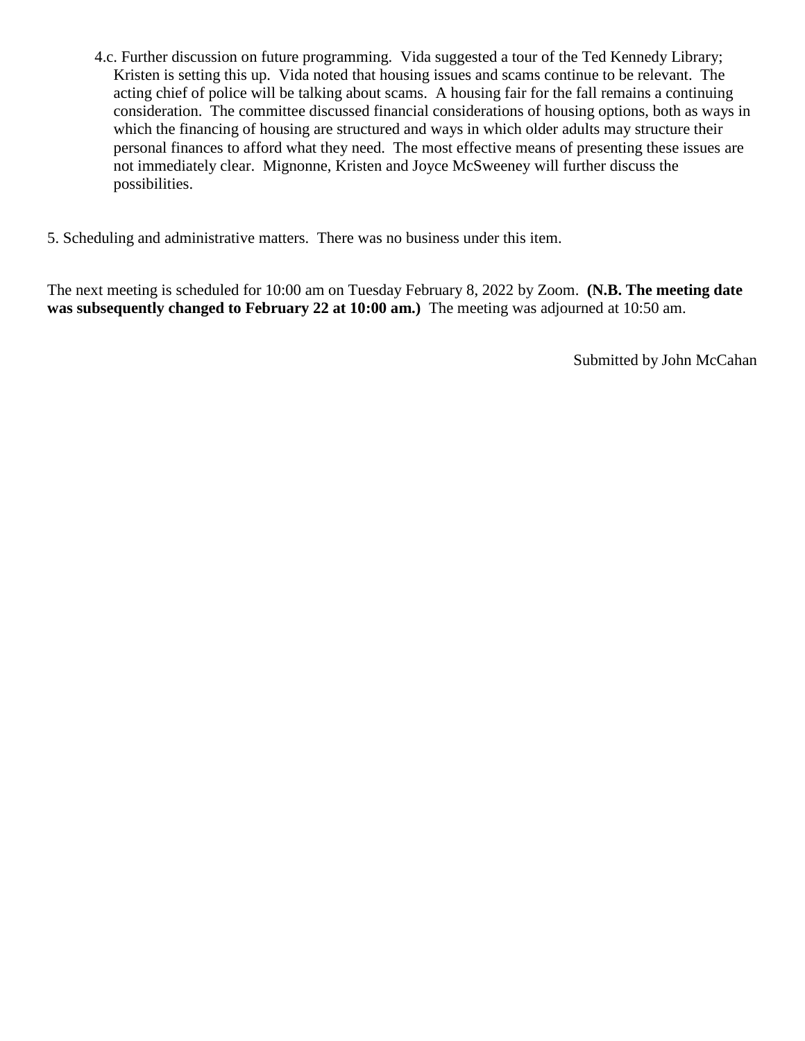4.c. Further discussion on future programming. Vida suggested a tour of the Ted Kennedy Library; Kristen is setting this up. Vida noted that housing issues and scams continue to be relevant. The acting chief of police will be talking about scams. A housing fair for the fall remains a continuing consideration. The committee discussed financial considerations of housing options, both as ways in which the financing of housing are structured and ways in which older adults may structure their personal finances to afford what they need. The most effective means of presenting these issues are not immediately clear. Mignonne, Kristen and Joyce McSweeney will further discuss the possibilities.

5. Scheduling and administrative matters. There was no business under this item.

The next meeting is scheduled for 10:00 am on Tuesday February 8, 2022 by Zoom. **(N.B. The meeting date was subsequently changed to February 22 at 10:00 am.)** The meeting was adjourned at 10:50 am.

Submitted by John McCahan